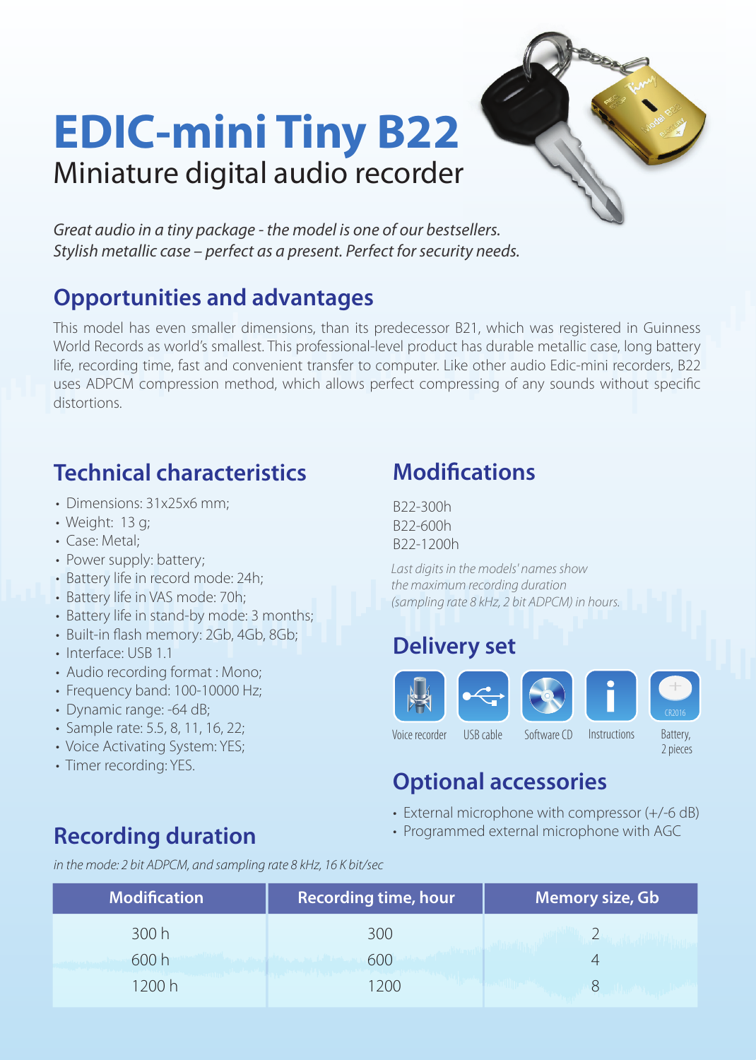# EDIC-mini Tiny B22

## Miniature digital audio recorder

*Great audio in a tiny package - the model is one of our bestsellers.*
*Stylish metallic case – perfect as a present. Perfect for security needs.*

## Opportunities and advantages

This model has even smaller dimensions, than its predecessor B21, which was registered in Guinness World Records as world's smallest. This professional-level product has durable metallic case, long battery life, recording time, fast and convenient transfer to computer. Like other audio Edic-mini recorders, B22 uses ADPCM compression method, which allows perfect compressing of any sounds without specific distortions.

## Technical characteristics

- Dimensions: 31x25x6 mm;
- Weight: 13 g;
- Case: Metal;
- Power supply: battery;
- Battery life in record mode: 24h;
- Battery life in VAS mode: 70h;
- Battery life in stand-by mode: 3 months;
- Built-in flash memory: 2Gb, 4Gb, 8Gb;
- Interface: USB 1.1
- Audio recording format : Mono;
- Frequency band: 100-10000 Hz;
- Dynamic range: -64 dB;
- Sample rate: 5.5, 8, 11, 16, 22;
- Voice Activating System: YES;
- Timer recording: YES.

## Modifications

B22-300h
B22-600h
B22-1200h

*Last digits in the models' names show the maximum recording duration (sampling rate 8 kHz, 2 bit ADPCM) in hours.*

## Delivery set

- Voice recorder
- USB cable
- Software CD
- Instructions
- Battery, 2 pieces

## Optional accessories

- External microphone with compressor (+/-6 dB)
- Programmed external microphone with AGC

## Recording duration

*in the mode: 2 bit ADPCM, and sampling rate 8 kHz, 16 K bit/sec*

| Modification | Recording time, hour | Memory size, Gb |
|---|---|---|
| 300 h | 300 | 2 |
| 600 h | 600 | 4 |
| 1200 h | 1200 | 8 |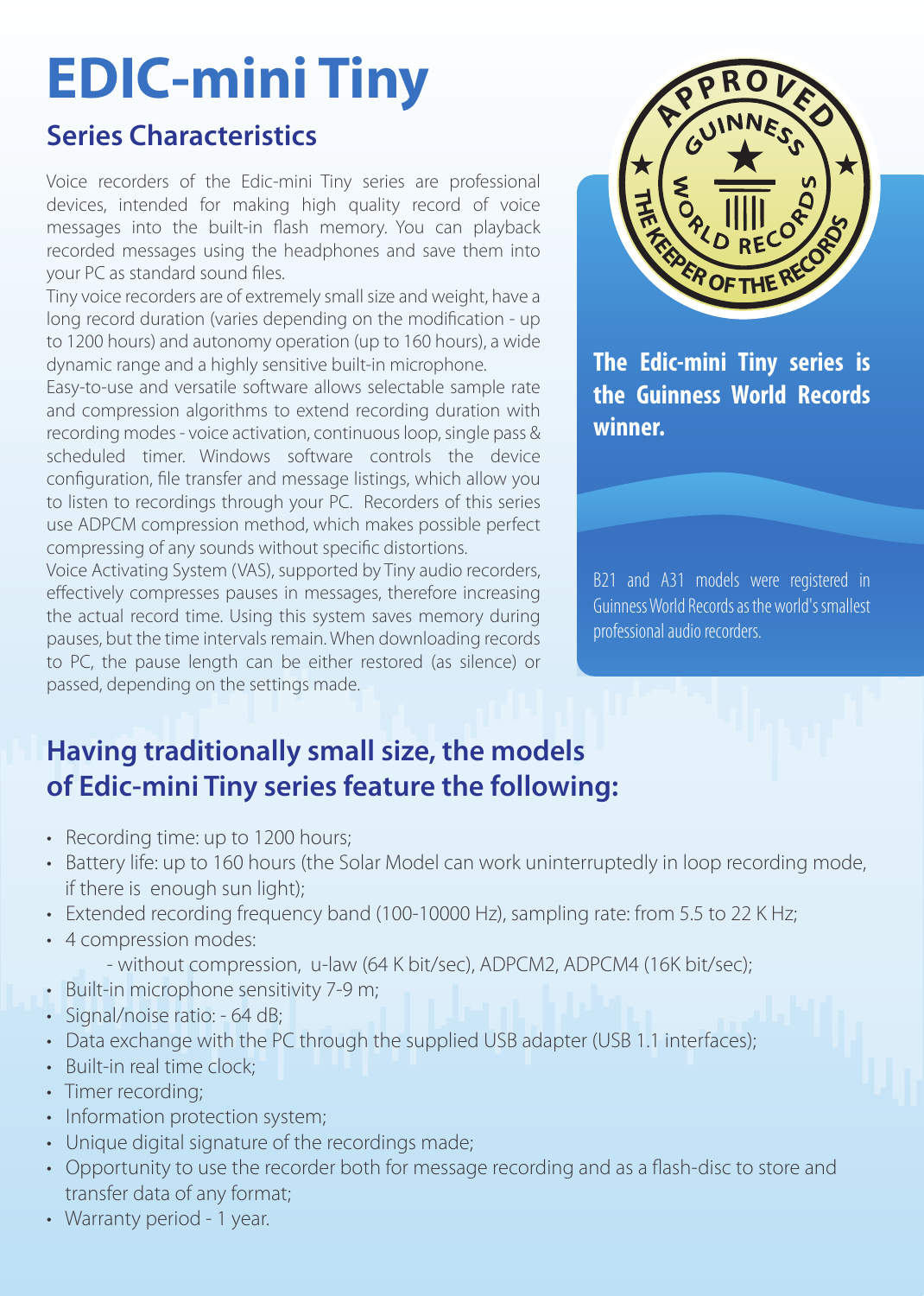# EDIC-mini Tiny

## Series Characteristics

Voice recorders of the Edic-mini Tiny series are professional devices, intended for making high quality record of voice messages into the built-in flash memory. You can playback recorded messages using the headphones and save them into your PC as standard sound files.

Tiny voice recorders are of extremely small size and weight, have a long record duration (varies depending on the modification - up to 1200 hours) and autonomy operation (up to 160 hours), a wide dynamic range and a highly sensitive built-in microphone.

Easy-to-use and versatile software allows selectable sample rate and compression algorithms to extend recording duration with recording modes - voice activation, continuous loop, single pass & scheduled timer. Windows software controls the device configuration, file transfer and message listings, which allow you to listen to recordings through your PC. Recorders of this series use ADPCM compression method, which makes possible perfect compressing of any sounds without specific distortions.

Voice Activating System (VAS), supported by Tiny audio recorders, effectively compresses pauses in messages, therefore increasing the actual record time. Using this system saves memory during pauses, but the time intervals remain. When downloading records to PC, the pause length can be either restored (as silence) or passed, depending on the settings made.

APPROVED GUINNESS WORLD RECORDS THE KEEPER OF THE RECORDS

**The Edic-mini Tiny series is the Guinness World Records winner.**

B21 and A31 models were registered in Guinness World Records as the world's smallest professional audio recorders.

## Having traditionally small size, the models of Edic-mini Tiny series feature the following:

- Recording time: up to 1200 hours;
- Battery life: up to 160 hours (the Solar Model can work uninterruptedly in loop recording mode, if there is enough sun light);
- Extended recording frequency band (100-10000 Hz), sampling rate: from 5.5 to 22 K Hz;
- 4 compression modes:
  - without compression, u-law (64 K bit/sec), ADPCM2, ADPCM4 (16K bit/sec);
- Built-in microphone sensitivity 7-9 m;
- Signal/noise ratio: - 64 dB;
- Data exchange with the PC through the supplied USB adapter (USB 1.1 interfaces);
- Built-in real time clock;
- Timer recording;
- Information protection system;
- Unique digital signature of the recordings made;
- Opportunity to use the recorder both for message recording and as a flash-disc to store and transfer data of any format;
- Warranty period - 1 year.